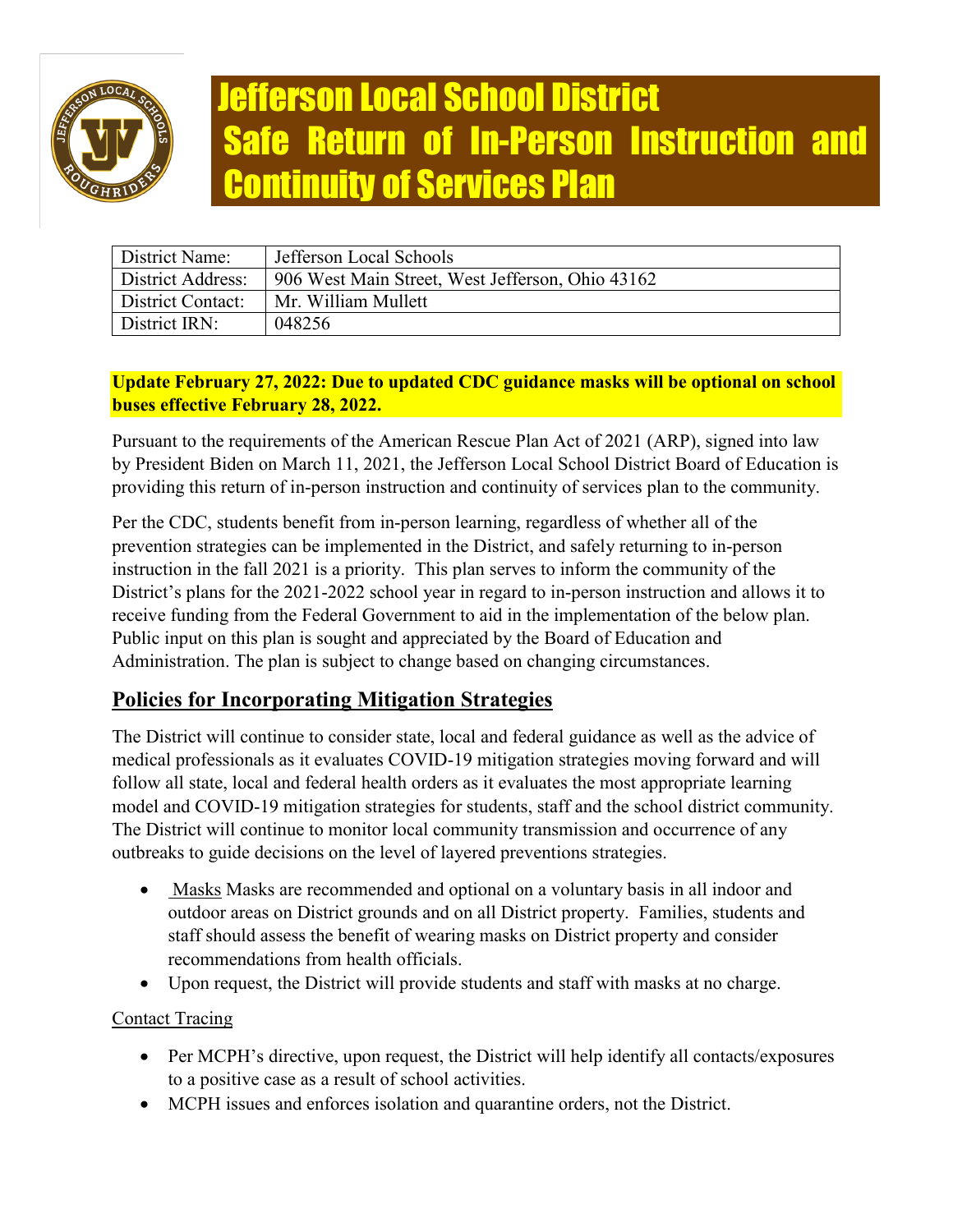# Jefferson Local School District Safe Return of In-Person Instruction and Continuity of Services Plan

| District Name: | Jefferson Local Schools |
|---|---|
| District Address: | 906 West Main Street, West Jefferson, Ohio 43162 |
| District Contact: | Mr. William Mullett |
| District IRN: | 048256 |

**Update February 27, 2022: Due to updated CDC guidance masks will be optional on school buses effective February 28, 2022.**

Pursuant to the requirements of the American Rescue Plan Act of 2021 (ARP), signed into law by President Biden on March 11, 2021, the Jefferson Local School District Board of Education is providing this return of in-person instruction and continuity of services plan to the community.

Per the CDC, students benefit from in-person learning, regardless of whether all of the prevention strategies can be implemented in the District, and safely returning to in-person instruction in the fall 2021 is a priority. This plan serves to inform the community of the District's plans for the 2021-2022 school year in regard to in-person instruction and allows it to receive funding from the Federal Government to aid in the implementation of the below plan. Public input on this plan is sought and appreciated by the Board of Education and Administration. The plan is subject to change based on changing circumstances.

## Policies for Incorporating Mitigation Strategies

The District will continue to consider state, local and federal guidance as well as the advice of medical professionals as it evaluates COVID-19 mitigation strategies moving forward and will follow all state, local and federal health orders as it evaluates the most appropriate learning model and COVID-19 mitigation strategies for students, staff and the school district community. The District will continue to monitor local community transmission and occurrence of any outbreaks to guide decisions on the level of layered preventions strategies.

- Masks Masks are recommended and optional on a voluntary basis in all indoor and outdoor areas on District grounds and on all District property. Families, students and staff should assess the benefit of wearing masks on District property and consider recommendations from health officials.
- Upon request, the District will provide students and staff with masks at no charge.

Contact Tracing

- Per MCPH's directive, upon request, the District will help identify all contacts/exposures to a positive case as a result of school activities.
- MCPH issues and enforces isolation and quarantine orders, not the District.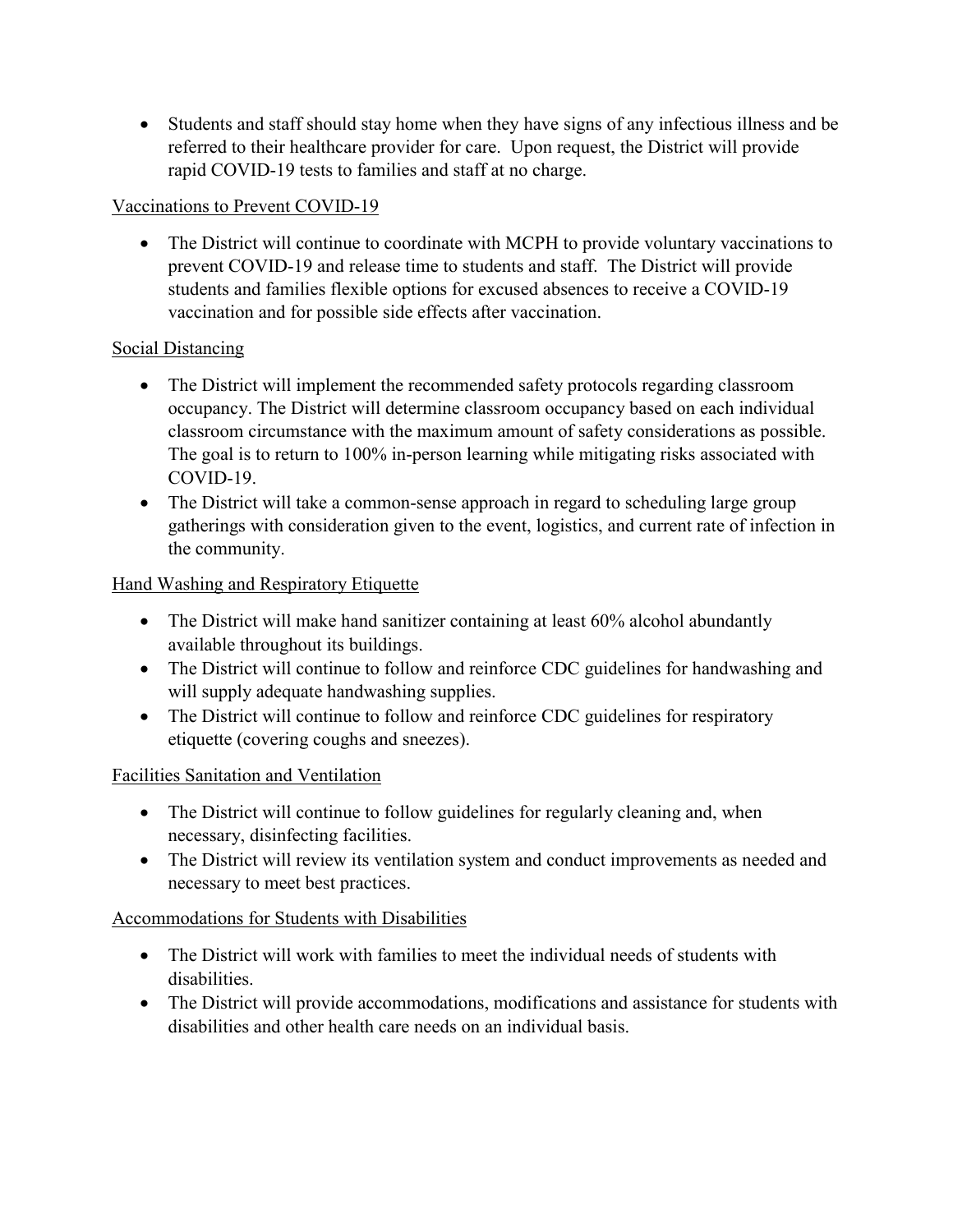- Students and staff should stay home when they have signs of any infectious illness and be referred to their healthcare provider for care. Upon request, the District will provide rapid COVID-19 tests to families and staff at no charge.

<u>Vaccinations to Prevent COVID-19</u>

- The District will continue to coordinate with MCPH to provide voluntary vaccinations to prevent COVID-19 and release time to students and staff. The District will provide students and families flexible options for excused absences to receive a COVID-19 vaccination and for possible side effects after vaccination.

<u>Social Distancing</u>

- The District will implement the recommended safety protocols regarding classroom occupancy. The District will determine classroom occupancy based on each individual classroom circumstance with the maximum amount of safety considerations as possible. The goal is to return to 100% in-person learning while mitigating risks associated with COVID-19.
- The District will take a common-sense approach in regard to scheduling large group gatherings with consideration given to the event, logistics, and current rate of infection in the community.

<u>Hand Washing and Respiratory Etiquette</u>

- The District will make hand sanitizer containing at least 60% alcohol abundantly available throughout its buildings.
- The District will continue to follow and reinforce CDC guidelines for handwashing and will supply adequate handwashing supplies.
- The District will continue to follow and reinforce CDC guidelines for respiratory etiquette (covering coughs and sneezes).

<u>Facilities Sanitation and Ventilation</u>

- The District will continue to follow guidelines for regularly cleaning and, when necessary, disinfecting facilities.
- The District will review its ventilation system and conduct improvements as needed and necessary to meet best practices.

<u>Accommodations for Students with Disabilities</u>

- The District will work with families to meet the individual needs of students with disabilities.
- The District will provide accommodations, modifications and assistance for students with disabilities and other health care needs on an individual basis.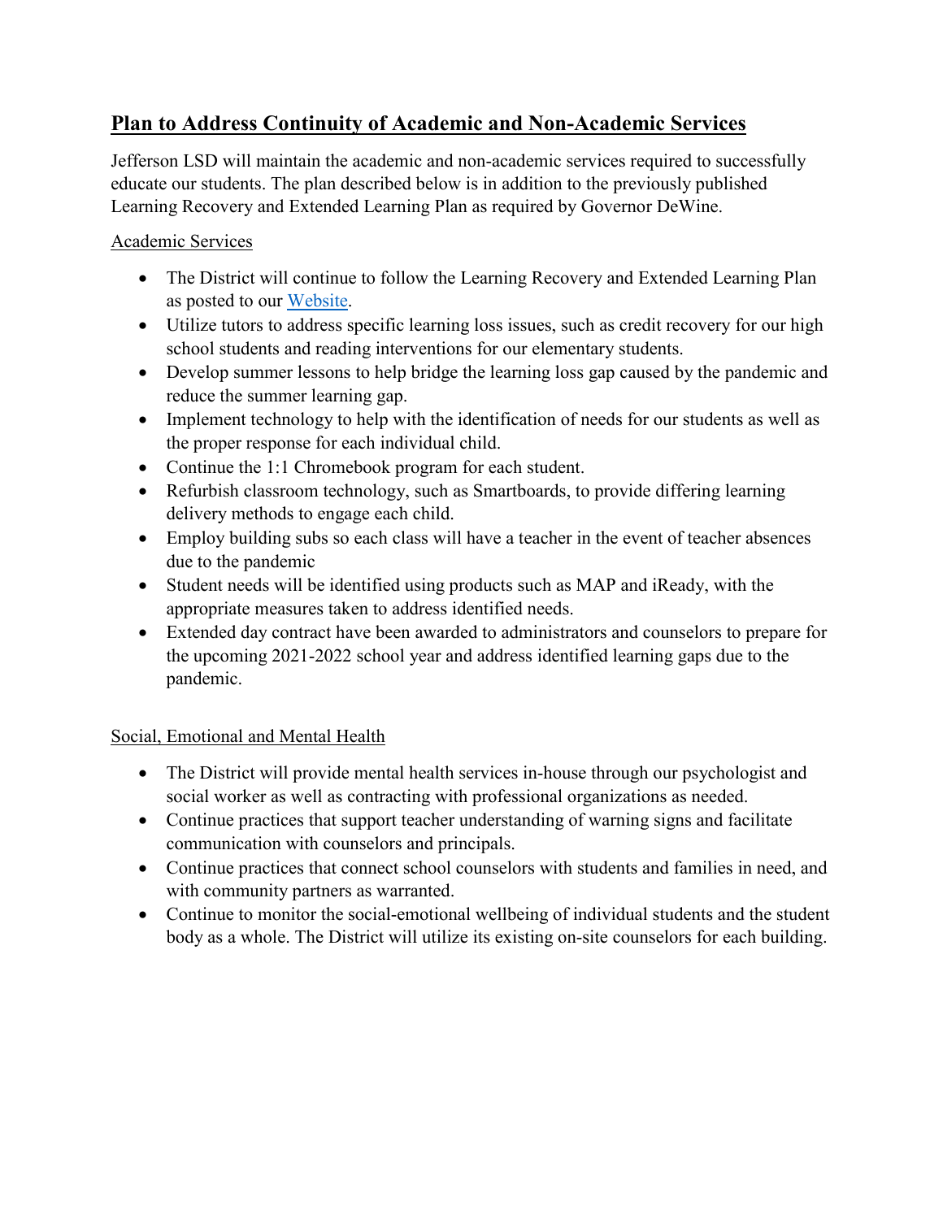## Plan to Address Continuity of Academic and Non-Academic Services

Jefferson LSD will maintain the academic and non-academic services required to successfully educate our students. The plan described below is in addition to the previously published Learning Recovery and Extended Learning Plan as required by Governor DeWine.

Academic Services

- The District will continue to follow the Learning Recovery and Extended Learning Plan as posted to our Website.
- Utilize tutors to address specific learning loss issues, such as credit recovery for our high school students and reading interventions for our elementary students.
- Develop summer lessons to help bridge the learning loss gap caused by the pandemic and reduce the summer learning gap.
- Implement technology to help with the identification of needs for our students as well as the proper response for each individual child.
- Continue the 1:1 Chromebook program for each student.
- Refurbish classroom technology, such as Smartboards, to provide differing learning delivery methods to engage each child.
- Employ building subs so each class will have a teacher in the event of teacher absences due to the pandemic
- Student needs will be identified using products such as MAP and iReady, with the appropriate measures taken to address identified needs.
- Extended day contract have been awarded to administrators and counselors to prepare for the upcoming 2021-2022 school year and address identified learning gaps due to the pandemic.

Social, Emotional and Mental Health

- The District will provide mental health services in-house through our psychologist and social worker as well as contracting with professional organizations as needed.
- Continue practices that support teacher understanding of warning signs and facilitate communication with counselors and principals.
- Continue practices that connect school counselors with students and families in need, and with community partners as warranted.
- Continue to monitor the social-emotional wellbeing of individual students and the student body as a whole. The District will utilize its existing on-site counselors for each building.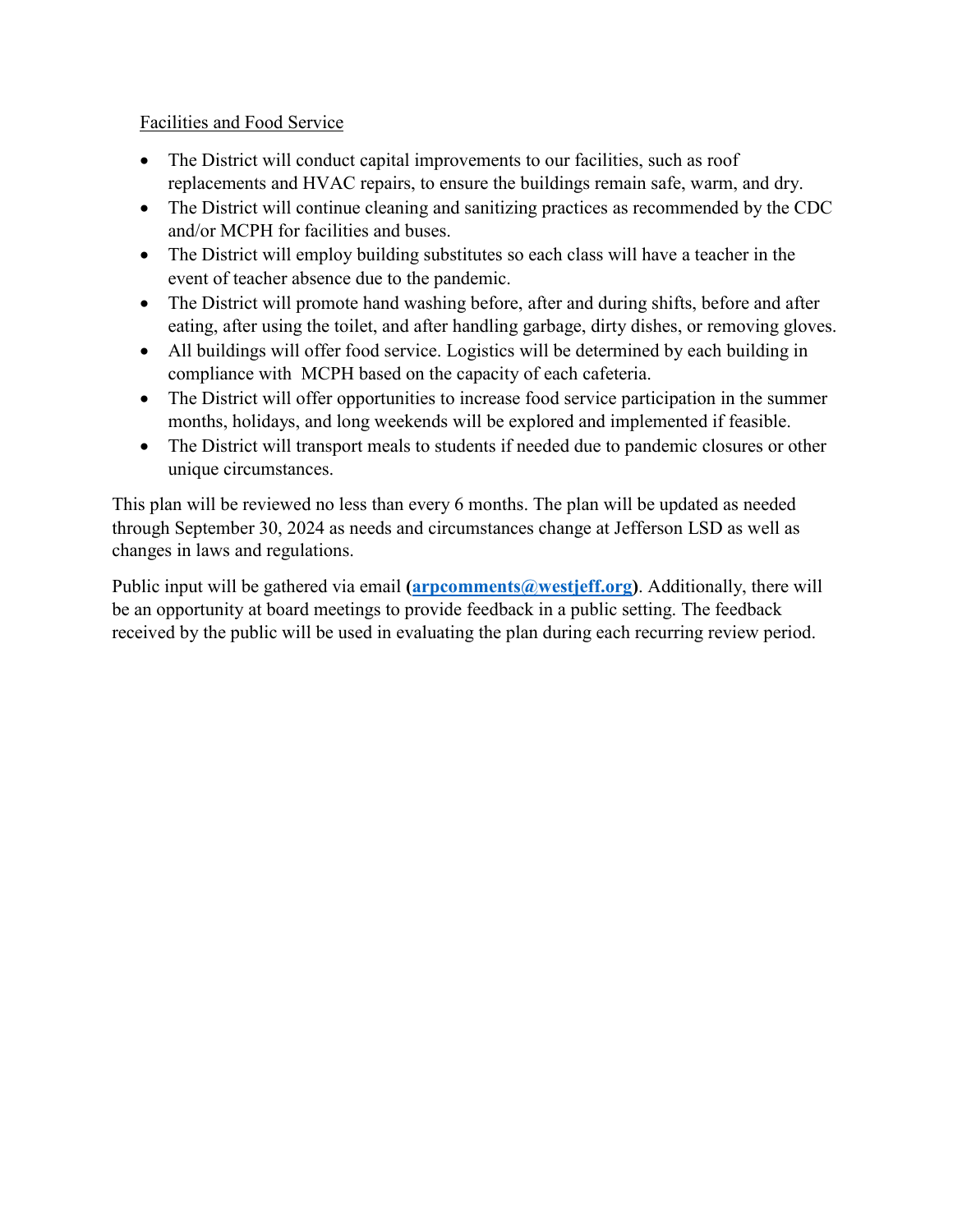Facilities and Food Service

- The District will conduct capital improvements to our facilities, such as roof replacements and HVAC repairs, to ensure the buildings remain safe, warm, and dry.
- The District will continue cleaning and sanitizing practices as recommended by the CDC and/or MCPH for facilities and buses.
- The District will employ building substitutes so each class will have a teacher in the event of teacher absence due to the pandemic.
- The District will promote hand washing before, after and during shifts, before and after eating, after using the toilet, and after handling garbage, dirty dishes, or removing gloves.
- All buildings will offer food service. Logistics will be determined by each building in compliance with MCPH based on the capacity of each cafeteria.
- The District will offer opportunities to increase food service participation in the summer months, holidays, and long weekends will be explored and implemented if feasible.
- The District will transport meals to students if needed due to pandemic closures or other unique circumstances.

This plan will be reviewed no less than every 6 months. The plan will be updated as needed through September 30, 2024 as needs and circumstances change at Jefferson LSD as well as changes in laws and regulations.

Public input will be gathered via email **(arpcomments@westjeff.org)**. Additionally, there will be an opportunity at board meetings to provide feedback in a public setting. The feedback received by the public will be used in evaluating the plan during each recurring review period.